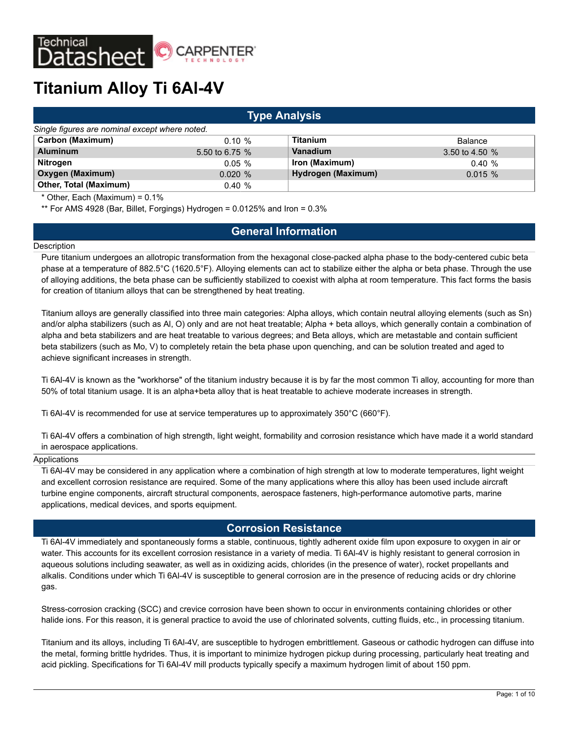Technical Datasheet — CARPENTER TECHNOLOGY

# Titanium Alloy Ti 6Al-4V

## Type Analysis

*Single figures are nominal except where noted.*

| Element | Value | Element | Value |
|---|---|---|---|
| **Carbon (Maximum)** | 0.10 % | **Titanium** | Balance |
| **Aluminum** | 5.50 to 6.75 % | **Vanadium** | 3.50 to 4.50 % |
| **Nitrogen** | 0.05 % | **Iron (Maximum)** | 0.40 % |
| **Oxygen (Maximum)** | 0.020 % | **Hydrogen (Maximum)** | 0.015 % |
| **Other, Total (Maximum)** | 0.40 % | | |

\* Other, Each (Maximum) = 0.1%

\*\* For AMS 4928 (Bar, Billet, Forgings) Hydrogen = 0.0125% and Iron = 0.3%

## General Information

### Description

Pure titanium undergoes an allotropic transformation from the hexagonal close-packed alpha phase to the body-centered cubic beta phase at a temperature of 882.5°C (1620.5°F). Alloying elements can act to stabilize either the alpha or beta phase. Through the use of alloying additions, the beta phase can be sufficiently stabilized to coexist with alpha at room temperature. This fact forms the basis for creation of titanium alloys that can be strengthened by heat treating.

Titanium alloys are generally classified into three main categories: Alpha alloys, which contain neutral alloying elements (such as Sn) and/or alpha stabilizers (such as Al, O) only and are not heat treatable; Alpha + beta alloys, which generally contain a combination of alpha and beta stabilizers and are heat treatable to various degrees; and Beta alloys, which are metastable and contain sufficient beta stabilizers (such as Mo, V) to completely retain the beta phase upon quenching, and can be solution treated and aged to achieve significant increases in strength.

Ti 6Al-4V is known as the "workhorse" of the titanium industry because it is by far the most common Ti alloy, accounting for more than 50% of total titanium usage. It is an alpha+beta alloy that is heat treatable to achieve moderate increases in strength.

Ti 6Al-4V is recommended for use at service temperatures up to approximately 350°C (660°F).

Ti 6Al-4V offers a combination of high strength, light weight, formability and corrosion resistance which have made it a world standard in aerospace applications.

### Applications

Ti 6Al-4V may be considered in any application where a combination of high strength at low to moderate temperatures, light weight and excellent corrosion resistance are required. Some of the many applications where this alloy has been used include aircraft turbine engine components, aircraft structural components, aerospace fasteners, high-performance automotive parts, marine applications, medical devices, and sports equipment.

## Corrosion Resistance

Ti 6Al-4V immediately and spontaneously forms a stable, continuous, tightly adherent oxide film upon exposure to oxygen in air or water. This accounts for its excellent corrosion resistance in a variety of media. Ti 6Al-4V is highly resistant to general corrosion in aqueous solutions including seawater, as well as in oxidizing acids, chlorides (in the presence of water), rocket propellants and alkalis. Conditions under which Ti 6Al-4V is susceptible to general corrosion are in the presence of reducing acids or dry chlorine gas.

Stress-corrosion cracking (SCC) and crevice corrosion have been shown to occur in environments containing chlorides or other halide ions. For this reason, it is general practice to avoid the use of chlorinated solvents, cutting fluids, etc., in processing titanium.

Titanium and its alloys, including Ti 6Al-4V, are susceptible to hydrogen embrittlement. Gaseous or cathodic hydrogen can diffuse into the metal, forming brittle hydrides. Thus, it is important to minimize hydrogen pickup during processing, particularly heat treating and acid pickling. Specifications for Ti 6Al-4V mill products typically specify a maximum hydrogen limit of about 150 ppm.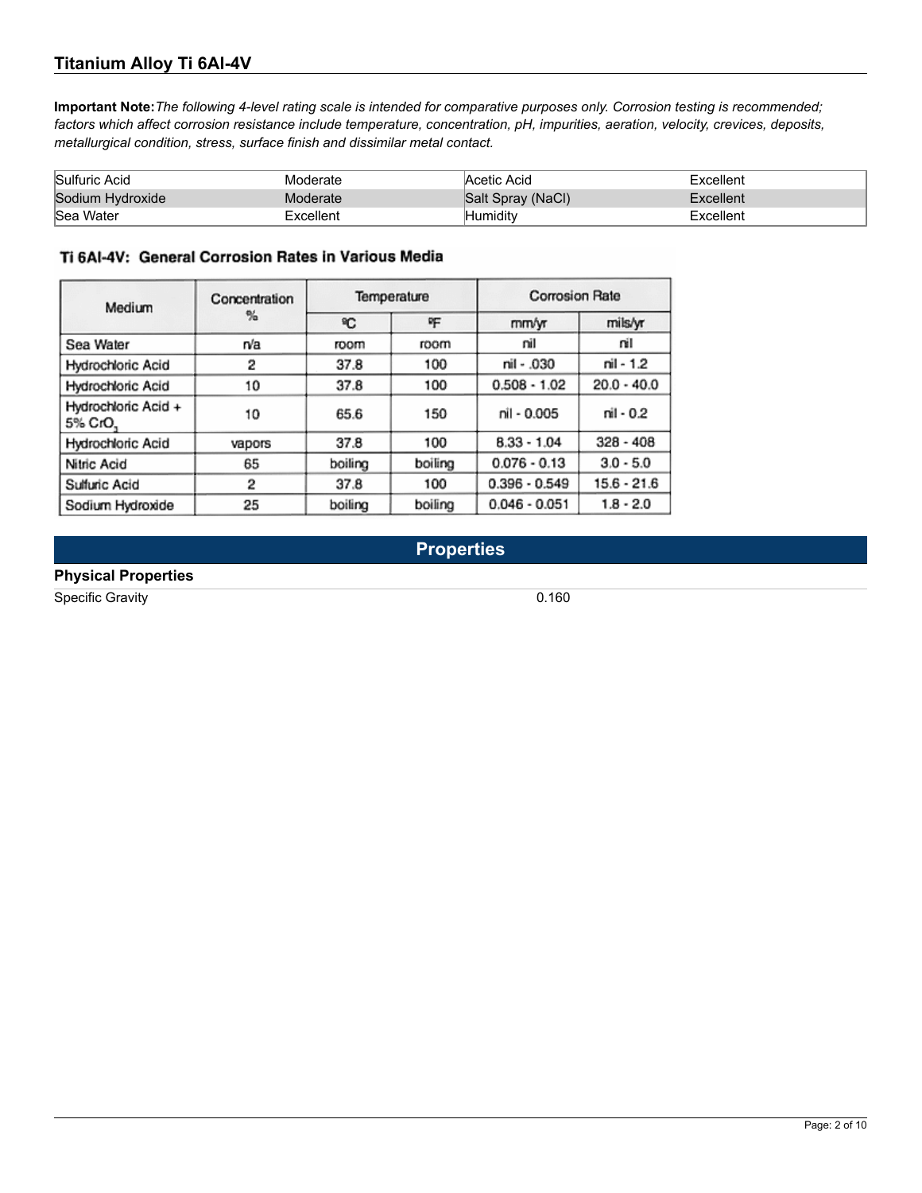## Titanium Alloy Ti 6Al-4V

**Important Note:** *The following 4-level rating scale is intended for comparative purposes only. Corrosion testing is recommended; factors which affect corrosion resistance include temperature, concentration, pH, impurities, aeration, velocity, crevices, deposits, metallurgical condition, stress, surface finish and dissimilar metal contact.*

| | | | |
|---|---|---|---|
| Sulfuric Acid | Moderate | Acetic Acid | Excellent |
| Sodium Hydroxide | Moderate | Salt Spray (NaCl) | Excellent |
| Sea Water | Excellent | Humidity | Excellent |

**Ti 6Al-4V: General Corrosion Rates in Various Media**

| Medium | Concentration % | Temperature | | Corrosion Rate | |
|---|---|---|---|---|---|
| | | °C | °F | mm/yr | mils/yr |
| Sea Water | n/a | room | room | nil | nil |
| Hydrochloric Acid | 2 | 37.8 | 100 | nil - .030 | nil - 1.2 |
| Hydrochloric Acid | 10 | 37.8 | 100 | 0.508 - 1.02 | 20.0 - 40.0 |
| Hydrochloric Acid + 5% $CrO_3$ | 10 | 65.6 | 150 | nil - 0.005 | nil - 0.2 |
| Hydrochloric Acid | vapors | 37.8 | 100 | 8.33 - 1.04 | 328 - 408 |
| Nitric Acid | 65 | boiling | boiling | 0.076 - 0.13 | 3.0 - 5.0 |
| Sulfuric Acid | 2 | 37.8 | 100 | 0.396 - 0.549 | 15.6 - 21.6 |
| Sodium Hydroxide | 25 | boiling | boiling | 0.046 - 0.051 | 1.8 - 2.0 |

## Properties

### Physical Properties

| | |
|---|---|
| Specific Gravity | 0.160 |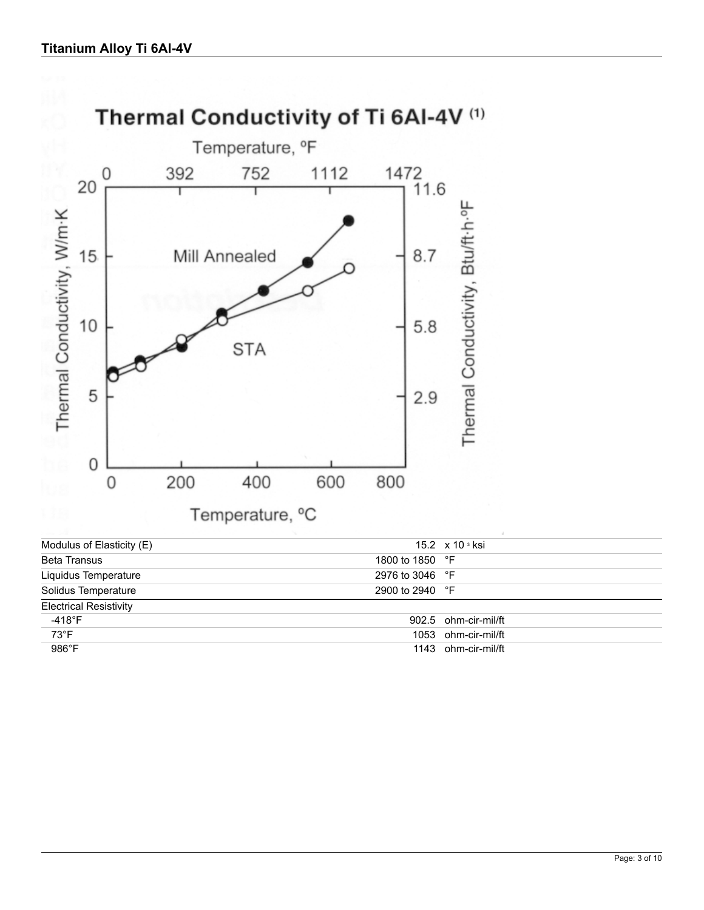Thermal Conductivity of Ti 6Al-4V (1)

| Property | Value | Unit |
| --- | --- | --- |
| Modulus of Elasticity (E) | 15.2 | $\times 10^3$ ksi |
| Beta Transus | 1800 to 1850 | °F |
| Liquidus Temperature | 2976 to 3046 | °F |
| Solidus Temperature | 2900 to 2940 | °F |
| Electrical Resistivity | | |
| -418°F | 902.5 | ohm-cir-mil/ft |
| 73°F | 1053 | ohm-cir-mil/ft |
| 986°F | 1143 | ohm-cir-mil/ft |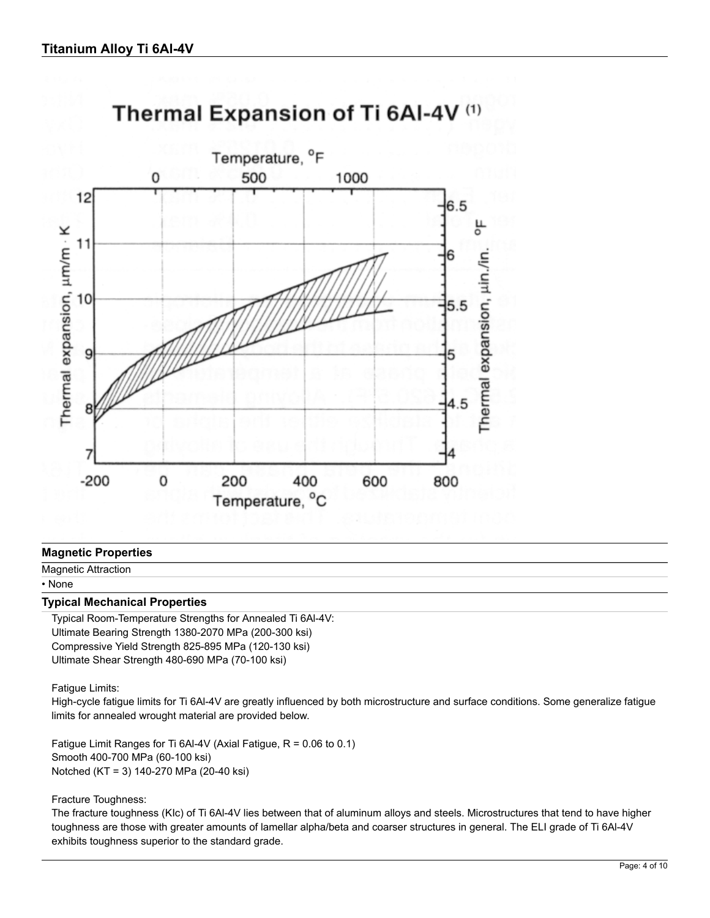## Thermal Expansion of Ti 6Al-4V (1)

## Magnetic Properties

Magnetic Attraction

- None

## Typical Mechanical Properties

Typical Room-Temperature Strengths for Annealed Ti 6Al-4V:
Ultimate Bearing Strength 1380-2070 MPa (200-300 ksi)
Compressive Yield Strength 825-895 MPa (120-130 ksi)
Ultimate Shear Strength 480-690 MPa (70-100 ksi)

Fatigue Limits:
High-cycle fatigue limits for Ti 6Al-4V are greatly influenced by both microstructure and surface conditions. Some generalize fatigue limits for annealed wrought material are provided below.

Fatigue Limit Ranges for Ti 6Al-4V (Axial Fatigue, R = 0.06 to 0.1)
Smooth 400-700 MPa (60-100 ksi)
Notched (KT = 3) 140-270 MPa (20-40 ksi)

Fracture Toughness:
The fracture toughness (KIc) of Ti 6Al-4V lies between that of aluminum alloys and steels. Microstructures that tend to have higher toughness are those with greater amounts of lamellar alpha/beta and coarser structures in general. The ELI grade of Ti 6Al-4V exhibits toughness superior to the standard grade.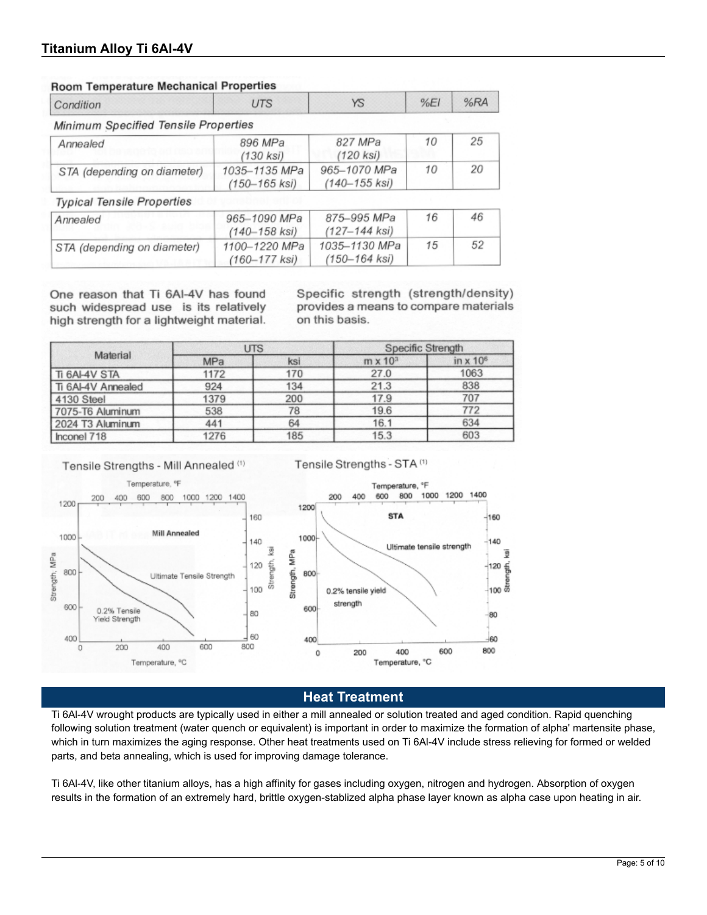## Room Temperature Mechanical Properties

| Condition | UTS | YS | %El | %RA |
|---|---|---|---|---|
| *Minimum Specified Tensile Properties* | | | | |
| Annealed | 896 MPa (130 ksi) | 827 MPa (120 ksi) | 10 | 25 |
| STA (depending on diameter) | 1035–1135 MPa (150–165 ksi) | 965–1070 MPa (140–155 ksi) | 10 | 20 |
| *Typical Tensile Properties* | | | | |
| Annealed | 965–1090 MPa (140–158 ksi) | 875–995 MPa (127–144 ksi) | 16 | 46 |
| STA (depending on diameter) | 1100–1220 MPa (160–177 ksi) | 1035–1130 MPa (150–164 ksi) | 15 | 52 |

One reason that Ti 6Al-4V has found such widespread use is its relatively high strength for a lightweight material.

Specific strength (strength/density) provides a means to compare materials on this basis.

| Material | UTS | | Specific Strength | |
|---|---|---|---|---|
| | MPa | ksi | m x $10^3$ | in x $10^6$ |
| Ti 6Al-4V STA | 1172 | 170 | 27.0 | 1063 |
| Ti 6Al-4V Annealed | 924 | 134 | 21.3 | 838 |
| 4130 Steel | 1379 | 200 | 17.9 | 707 |
| 7075-T6 Aluminum | 538 | 78 | 19.6 | 772 |
| 2024 T3 Aluminum | 441 | 64 | 16.1 | 634 |
| Inconel 718 | 1276 | 185 | 15.3 | 603 |

Tensile Strengths - Mill Annealed [(1)]

Tensile Strengths - STA [(1)]

## Heat Treatment

Ti 6Al-4V wrought products are typically used in either a mill annealed or solution treated and aged condition. Rapid quenching following solution treatment (water quench or equivalent) is important in order to maximize the formation of alpha' martensite phase, which in turn maximizes the aging response. Other heat treatments used on Ti 6Al-4V include stress relieving for formed or welded parts, and beta annealing, which is used for improving damage tolerance.

Ti 6Al-4V, like other titanium alloys, has a high affinity for gases including oxygen, nitrogen and hydrogen. Absorption of oxygen results in the formation of an extremely hard, brittle oxygen-stablized alpha phase layer known as alpha case upon heating in air.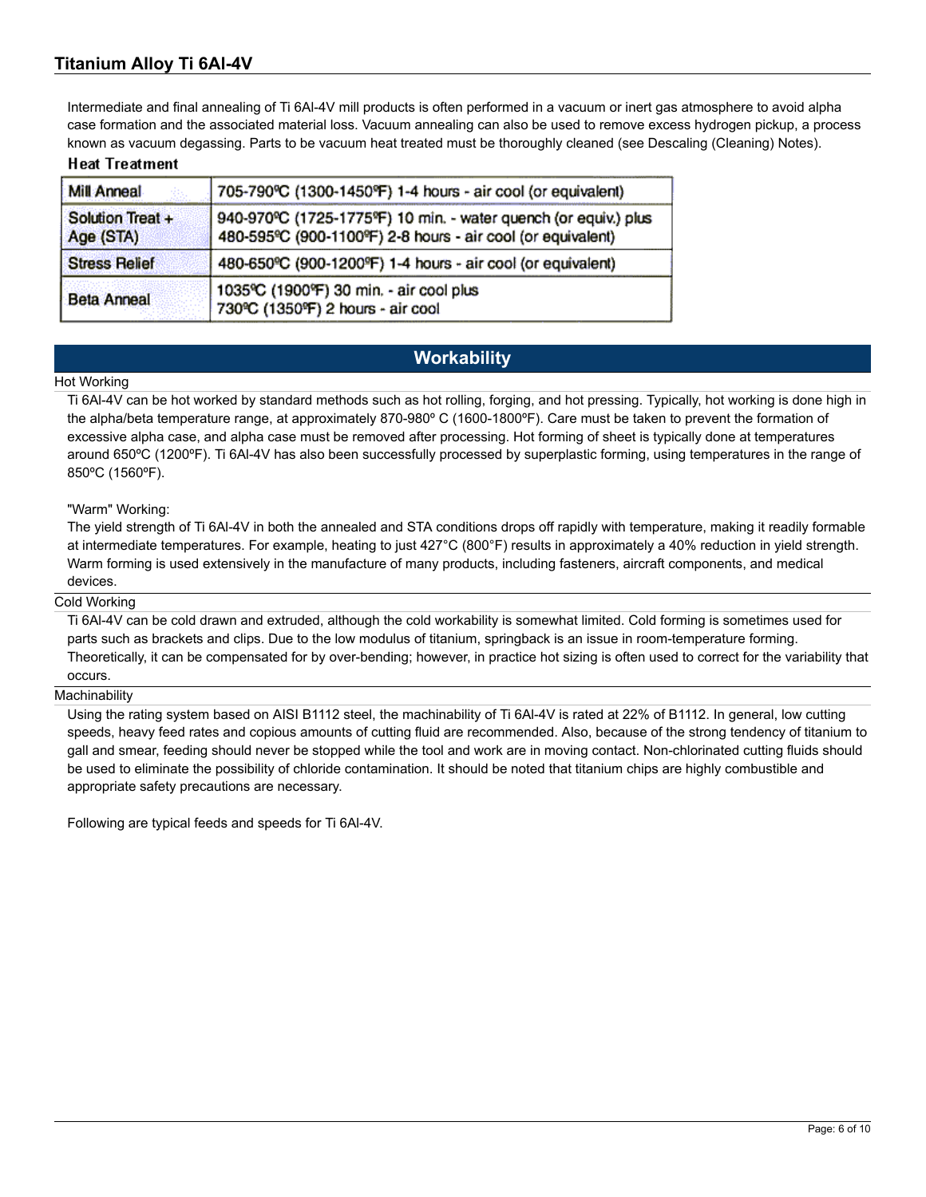Intermediate and final annealing of Ti 6Al-4V mill products is often performed in a vacuum or inert gas atmosphere to avoid alpha case formation and the associated material loss. Vacuum annealing can also be used to remove excess hydrogen pickup, a process known as vacuum degassing. Parts to be vacuum heat treated must be thoroughly cleaned (see Descaling (Cleaning) Notes).

**Heat Treatment**

| | |
|---|---|
| Mill Anneal | 705-790ºC (1300-1450ºF) 1-4 hours - air cool (or equivalent) |
| Solution Treat + Age (STA) | 940-970ºC (1725-1775ºF) 10 min. - water quench (or equiv.) plus 480-595ºC (900-1100ºF) 2-8 hours - air cool (or equivalent) |
| Stress Relief | 480-650ºC (900-1200ºF) 1-4 hours - air cool (or equivalent) |
| Beta Anneal | 1035ºC (1900ºF) 30 min. - air cool plus 730ºC (1350ºF) 2 hours - air cool |

## Workability

### Hot Working

Ti 6Al-4V can be hot worked by standard methods such as hot rolling, forging, and hot pressing. Typically, hot working is done high in the alpha/beta temperature range, at approximately 870-980º C (1600-1800ºF). Care must be taken to prevent the formation of excessive alpha case, and alpha case must be removed after processing. Hot forming of sheet is typically done at temperatures around 650ºC (1200ºF). Ti 6Al-4V has also been successfully processed by superplastic forming, using temperatures in the range of 850ºC (1560ºF).

"Warm" Working:

The yield strength of Ti 6Al-4V in both the annealed and STA conditions drops off rapidly with temperature, making it readily formable at intermediate temperatures. For example, heating to just 427°C (800°F) results in approximately a 40% reduction in yield strength. Warm forming is used extensively in the manufacture of many products, including fasteners, aircraft components, and medical devices.

### Cold Working

Ti 6Al-4V can be cold drawn and extruded, although the cold workability is somewhat limited. Cold forming is sometimes used for parts such as brackets and clips. Due to the low modulus of titanium, springback is an issue in room-temperature forming. Theoretically, it can be compensated for by over-bending; however, in practice hot sizing is often used to correct for the variability that occurs.

### Machinability

Using the rating system based on AISI B1112 steel, the machinability of Ti 6Al-4V is rated at 22% of B1112. In general, low cutting speeds, heavy feed rates and copious amounts of cutting fluid are recommended. Also, because of the strong tendency of titanium to gall and smear, feeding should never be stopped while the tool and work are in moving contact. Non-chlorinated cutting fluids should be used to eliminate the possibility of chloride contamination. It should be noted that titanium chips are highly combustible and appropriate safety precautions are necessary.

Following are typical feeds and speeds for Ti 6Al-4V.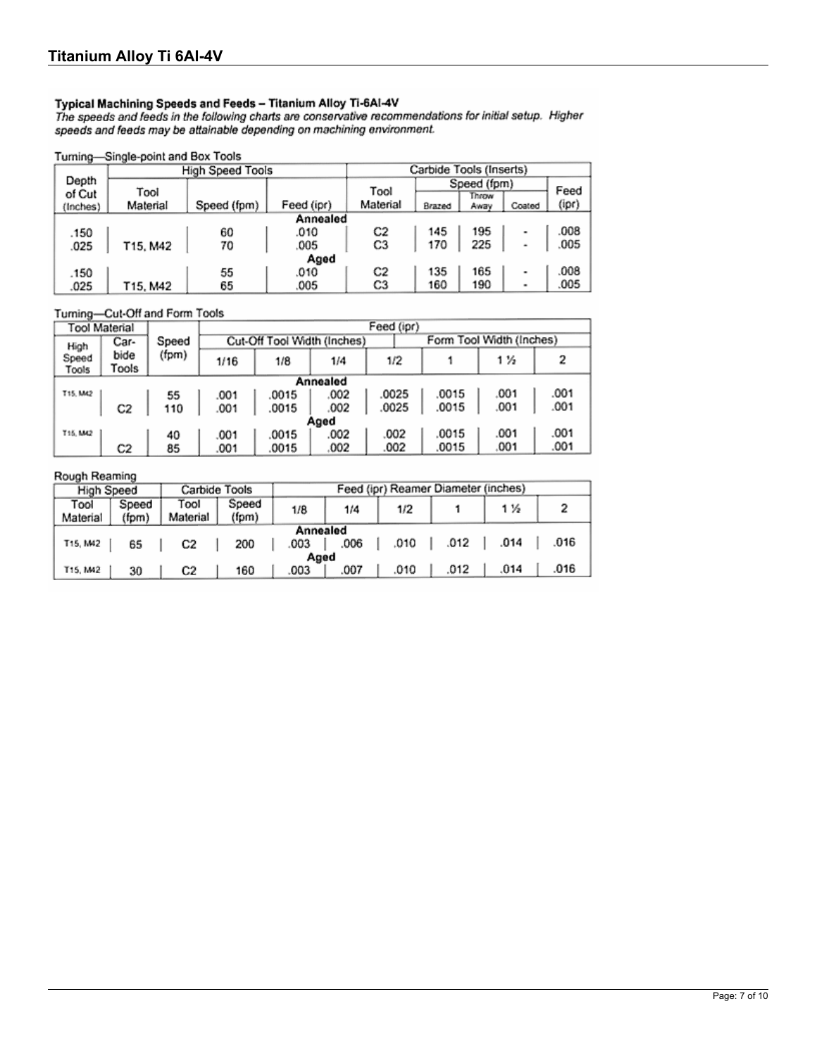## Titanium Alloy Ti 6Al-4V

**Typical Machining Speeds and Feeds – Titanium Alloy Ti-6Al-4V**

*The speeds and feeds in the following charts are conservative recommendations for initial setup. Higher speeds and feeds may be attainable depending on machining environment.*

Turning—Single-point and Box Tools

| Depth of Cut (Inches) | High Speed Tools | | | Carbide Tools (Inserts) | | | | |
|---|---|---|---|---|---|---|---|---|
| | Tool Material | Speed (fpm) | Feed (ipr) | Tool Material | Speed (fpm) | | | Feed (ipr) |
| | | | | | Brazed | Throw Away | Coated | |
| | | | **Annealed** | | | | | |
| .150 | | 60 | .010 | C2 | 145 | 195 | - | .008 |
| .025 | T15, M42 | 70 | .005 | C3 | 170 | 225 | - | .005 |
| | | | **Aged** | | | | | |
| .150 | | 55 | .010 | C2 | 135 | 165 | - | .008 |
| .025 | T15, M42 | 65 | .005 | C3 | 160 | 190 | - | .005 |

Turning—Cut-Off and Form Tools

| Tool Material | | Speed (fpm) | Feed (ipr) | | | | | | |
|---|---|---|---|---|---|---|---|---|---|
| High Speed Tools | Carbide Tools | | Cut-Off Tool Width (Inches) | | | Form Tool Width (Inches) | | | |
| | | | 1/16 | 1/8 | 1/4 | 1/2 | 1 | 1 ½ | 2 |
| | | | | | **Annealed** | | | | |
| T15, M42 | | 55 | .001 | .0015 | .002 | .0025 | .0015 | .001 | .001 |
| | C2 | 110 | .001 | .0015 | .002 | .0025 | .0015 | .001 | .001 |
| | | | | | **Aged** | | | | |
| T15, M42 | | 40 | .001 | .0015 | .002 | .002 | .0015 | .001 | .001 |
| | C2 | 85 | .001 | .0015 | .002 | .002 | .0015 | .001 | .001 |

Rough Reaming

| High Speed | | Carbide Tools | | Feed (ipr) Reamer Diameter (inches) | | | | | |
|---|---|---|---|---|---|---|---|---|---|
| Tool Material | Speed (fpm) | Tool Material | Speed (fpm) | 1/8 | 1/4 | 1/2 | 1 | 1 ½ | 2 |
| | | | | **Annealed** | | | | | |
| T15, M42 | 65 | C2 | 200 | .003 | .006 | .010 | .012 | .014 | .016 |
| | | | | **Aged** | | | | | |
| T15, M42 | 30 | C2 | 160 | .003 | .007 | .010 | .012 | .014 | .016 |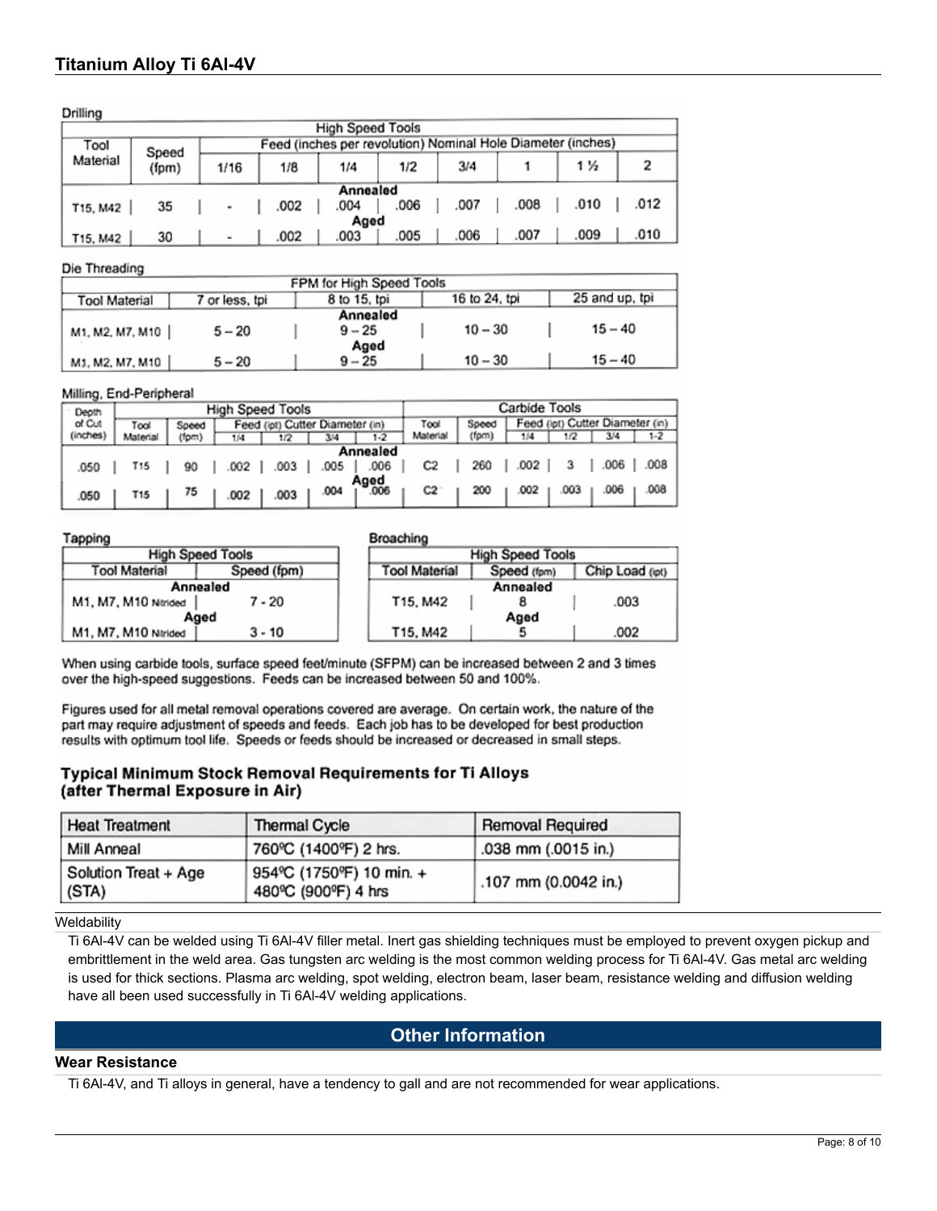## Titanium Alloy Ti 6Al-4V

Drilling

| Tool Material | Speed (fpm) | High Speed Tools Feed (inches per revolution) Nominal Hole Diameter (inches) | | | | | | | |
|---|---|---|---|---|---|---|---|---|---|
| | | 1/16 | 1/8 | 1/4 | 1/2 | 3/4 | 1 | 1 ½ | 2 |
| **Annealed** | | | | | | | | | |
| T15, M42 | 35 | - | .002 | .004 | .006 | .007 | .008 | .010 | .012 |
| **Aged** | | | | | | | | | |
| T15, M42 | 30 | - | .002 | .003 | .005 | .006 | .007 | .009 | .010 |

Die Threading

| Tool Material | FPM for High Speed Tools 7 or less, tpi | 8 to 15, tpi | 16 to 24, tpi | 25 and up, tpi |
|---|---|---|---|---|
| **Annealed** | | | | |
| M1, M2, M7, M10 | 5 – 20 | 9 – 25 | 10 – 30 | 15 – 40 |
| **Aged** | | | | |
| M1, M2, M7, M10 | 5 – 20 | 9 – 25 | 10 – 30 | 15 – 40 |

Milling, End-Peripheral

| Depth of Cut (inches) | High Speed Tools | | | | | | Carbide Tools | | | | | |
|---|---|---|---|---|---|---|---|---|---|---|---|---|
| | Tool Material | Speed (fpm) | Feed (ipt) Cutter Diameter (in) | | | | Tool Material | Speed (fpm) | Feed (ipt) Cutter Diameter (in) | | | |
| | | | 1/4 | 1/2 | 3/4 | 1-2 | | | 1/4 | 1/2 | 3/4 | 1-2 |
| **Annealed** | | | | | | | | | | | | |
| .050 | T15 | 90 | .002 | .003 | .005 | .006 | C2 | 260 | .002 | 3 | .006 | .008 |
| **Aged** | | | | | | | | | | | | |
| .050 | T15 | 75 | .002 | .003 | .004 | .006 | C2 | 200 | .002 | .003 | .006 | .008 |

Tapping

| Tool Material | High Speed Tools Speed (fpm) |
|---|---|
| **Annealed** | |
| M1, M7, M10 Nitrided | 7 - 20 |
| **Aged** | |
| M1, M7, M10 Nitrided | 3 - 10 |

Broaching

| Tool Material | High Speed Tools Speed (fpm) | Chip Load (ipt) |
|---|---|---|
| **Annealed** | | |
| T15, M42 | 8 | .003 |
| **Aged** | | |
| T15, M42 | 5 | .002 |

When using carbide tools, surface speed feet/minute (SFPM) can be increased between 2 and 3 times over the high-speed suggestions. Feeds can be increased between 50 and 100%.

Figures used for all metal removal operations covered are average. On certain work, the nature of the part may require adjustment of speeds and feeds. Each job has to be developed for best production results with optimum tool life. Speeds or feeds should be increased or decreased in small steps.

**Typical Minimum Stock Removal Requirements for Ti Alloys (after Thermal Exposure in Air)**

| Heat Treatment | Thermal Cycle | Removal Required |
|---|---|---|
| Mill Anneal | 760ºC (1400ºF) 2 hrs. | .038 mm (.0015 in.) |
| Solution Treat + Age (STA) | 954ºC (1750ºF) 10 min. + 480ºC (900ºF) 4 hrs | .107 mm (0.0042 in.) |

### Weldability

Ti 6Al-4V can be welded using Ti 6Al-4V filler metal. Inert gas shielding techniques must be employed to prevent oxygen pickup and embrittlement in the weld area. Gas tungsten arc welding is the most common welding process for Ti 6Al-4V. Gas metal arc welding is used for thick sections. Plasma arc welding, spot welding, electron beam, laser beam, resistance welding and diffusion welding have all been used successfully in Ti 6Al-4V welding applications.

## Other Information

### Wear Resistance

Ti 6Al-4V, and Ti alloys in general, have a tendency to gall and are not recommended for wear applications.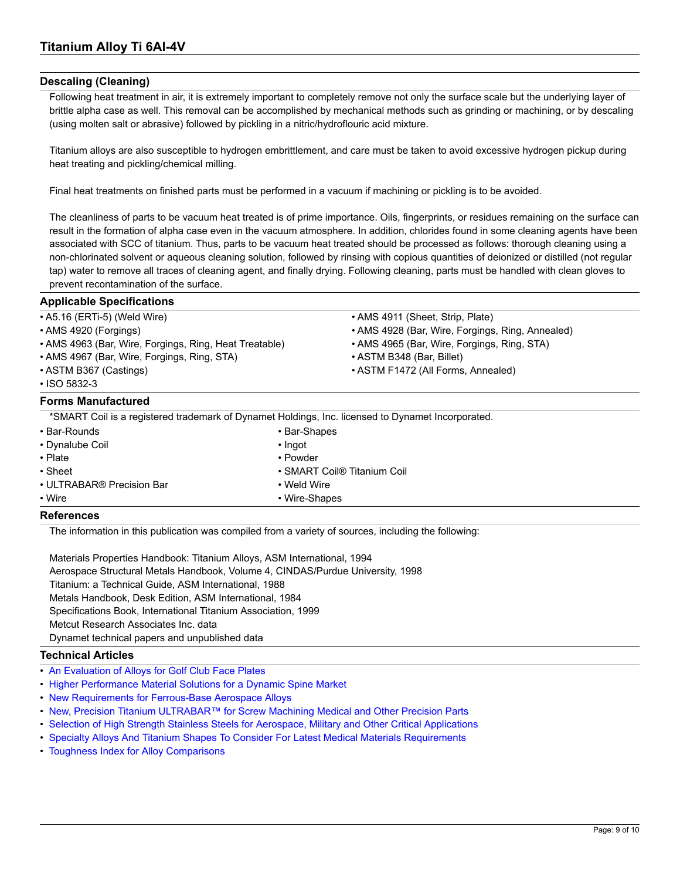## Descaling (Cleaning)

Following heat treatment in air, it is extremely important to completely remove not only the surface scale but the underlying layer of brittle alpha case as well. This removal can be accomplished by mechanical methods such as grinding or machining, or by descaling (using molten salt or abrasive) followed by pickling in a nitric/hydroflouric acid mixture.

Titanium alloys are also susceptible to hydrogen embrittlement, and care must be taken to avoid excessive hydrogen pickup during heat treating and pickling/chemical milling.

Final heat treatments on finished parts must be performed in a vacuum if machining or pickling is to be avoided.

The cleanliness of parts to be vacuum heat treated is of prime importance. Oils, fingerprints, or residues remaining on the surface can result in the formation of alpha case even in the vacuum atmosphere. In addition, chlorides found in some cleaning agents have been associated with SCC of titanium. Thus, parts to be vacuum heat treated should be processed as follows: thorough cleaning using a non-chlorinated solvent or aqueous cleaning solution, followed by rinsing with copious quantities of deionized or distilled (not regular tap) water to remove all traces of cleaning agent, and finally drying. Following cleaning, parts must be handled with clean gloves to prevent recontamination of the surface.

## Applicable Specifications

- A5.16 (ERTi-5) (Weld Wire)
- AMS 4911 (Sheet, Strip, Plate)
- AMS 4920 (Forgings)
- AMS 4928 (Bar, Wire, Forgings, Ring, Annealed)
- AMS 4963 (Bar, Wire, Forgings, Ring, Heat Treatable)
- AMS 4965 (Bar, Wire, Forgings, Ring, STA)
- AMS 4967 (Bar, Wire, Forgings, Ring, STA)
- ASTM B348 (Bar, Billet)
- ASTM B367 (Castings)
- ASTM F1472 (All Forms, Annealed)
- ISO 5832-3

## Forms Manufactured

*SMART Coil is a registered trademark of Dynamet Holdings, Inc. licensed to Dynamet Incorporated.

- Bar-Rounds
- Bar-Shapes
- Dynalube Coil
- Ingot
- Plate
- Powder
- Sheet
- SMART Coil® Titanium Coil
- ULTRABAR® Precision Bar
- Weld Wire
- Wire
- Wire-Shapes

## References

The information in this publication was compiled from a variety of sources, including the following:

Materials Properties Handbook: Titanium Alloys, ASM International, 1994
Aerospace Structural Metals Handbook, Volume 4, CINDAS/Purdue University, 1998
Titanium: a Technical Guide, ASM International, 1988
Metals Handbook, Desk Edition, ASM International, 1984
Specifications Book, International Titanium Association, 1999
Metcut Research Associates Inc. data
Dynamet technical papers and unpublished data

## Technical Articles

- An Evaluation of Alloys for Golf Club Face Plates
- Higher Performance Material Solutions for a Dynamic Spine Market
- New Requirements for Ferrous-Base Aerospace Alloys
- New, Precision Titanium ULTRABAR™ for Screw Machining Medical and Other Precision Parts
- Selection of High Strength Stainless Steels for Aerospace, Military and Other Critical Applications
- Specialty Alloys And Titanium Shapes To Consider For Latest Medical Materials Requirements
- Toughness Index for Alloy Comparisons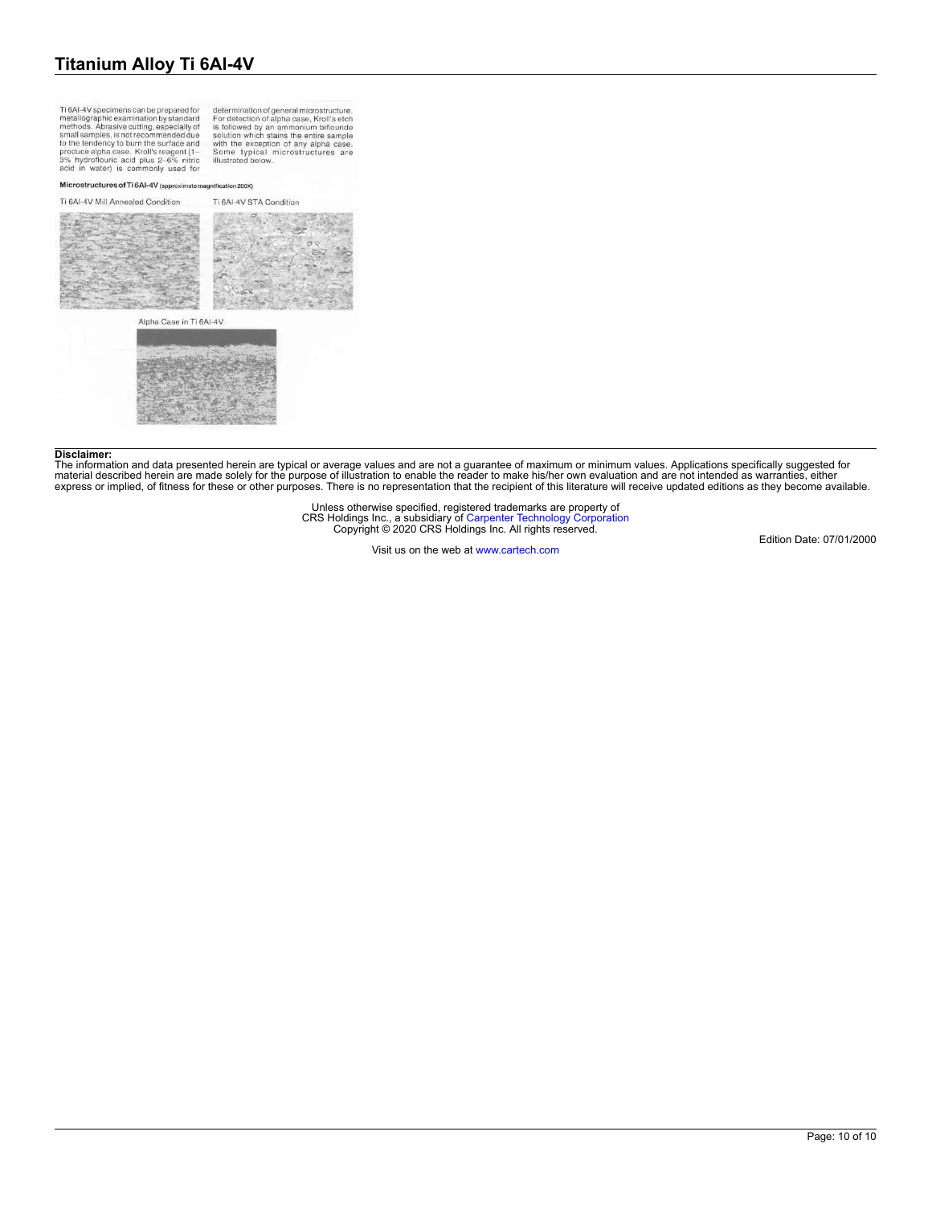Ti 6Al-4V specimens can be prepared for metallographic examination by standard methods. Abrasive cutting, especially of small samples, is not recommended due to the tendency to burn the surface and produce alpha case. Kroll's reagent (1–3% hydroflouric acid plus 2–6% nitric acid in water) is commonly used for determination of general microstructure. For detection of alpha case, Kroll's etch is followed by an ammonium biflouride solution which stains the entire sample with the exception of any alpha case. Some typical microstructures are illustrated below.

**Microstructures of Ti 6Al-4V** (approximate magnification 200X)

Ti 6Al-4V Mill Annealed Condition

Ti 6Al-4V STA Condition

Alpha Case in Ti 6Al-4V

**Disclaimer:**
The information and data presented herein are typical or average values and are not a guarantee of maximum or minimum values. Applications specifically suggested for material described herein are made solely for the purpose of illustration to enable the reader to make his/her own evaluation and are not intended as warranties, either express or implied, of fitness for these or other purposes. There is no representation that the recipient of this literature will receive updated editions as they become available.

Unless otherwise specified, registered trademarks are property of
CRS Holdings Inc., a subsidiary of Carpenter Technology Corporation
Copyright © 2020 CRS Holdings Inc. All rights reserved.

Visit us on the web at www.cartech.com

Edition Date: 07/01/2000